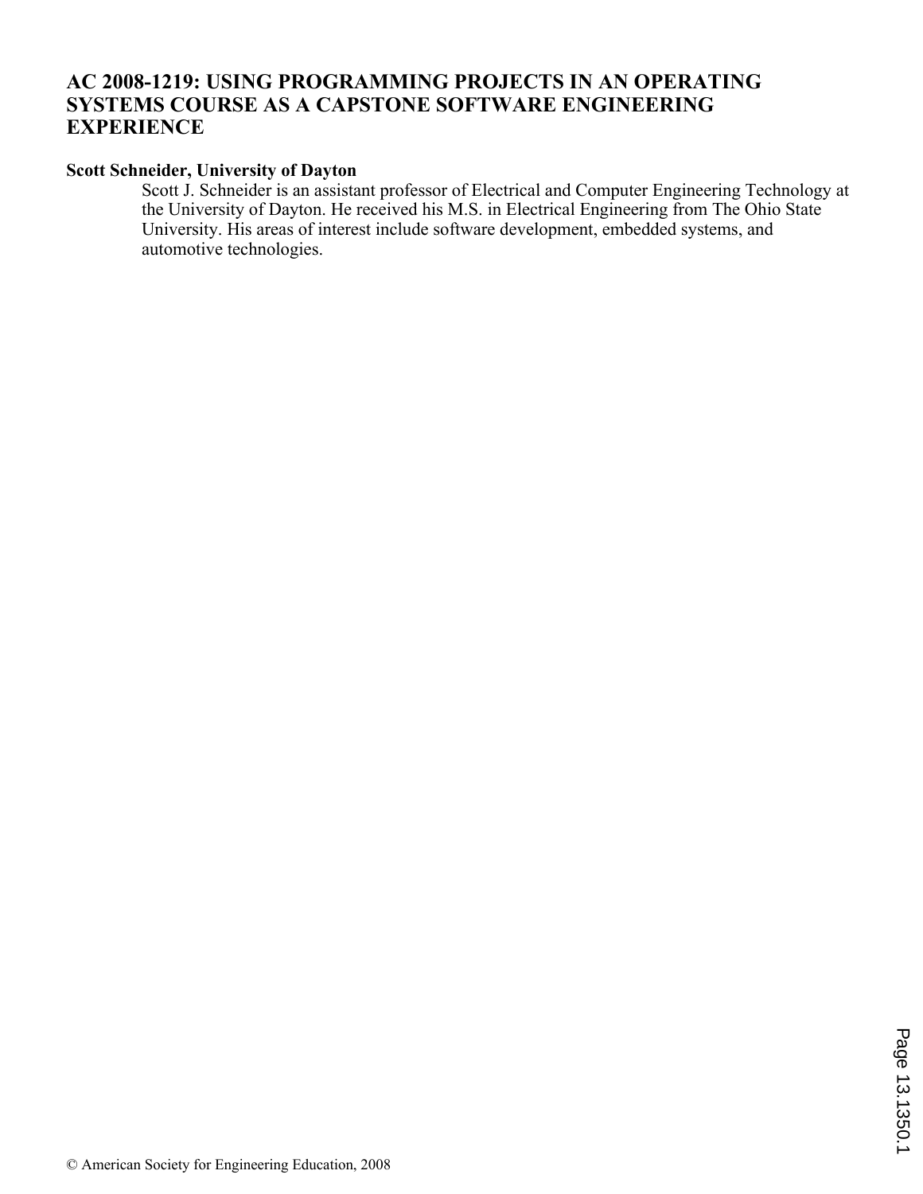# AC 2008-1219: USING PROGRAMMING PROJECTS IN AN OPERATING SYSTEMS COURSE AS A CAPSTONE SOFTWARE ENGINEERING EXPERIENCE

**Scott Schneider, University of Dayton**

Scott J. Schneider is an assistant professor of Electrical and Computer Engineering Technology at the University of Dayton. He received his M.S. in Electrical Engineering from The Ohio State University. His areas of interest include software development, embedded systems, and automotive technologies.

© American Society for Engineering Education, 2008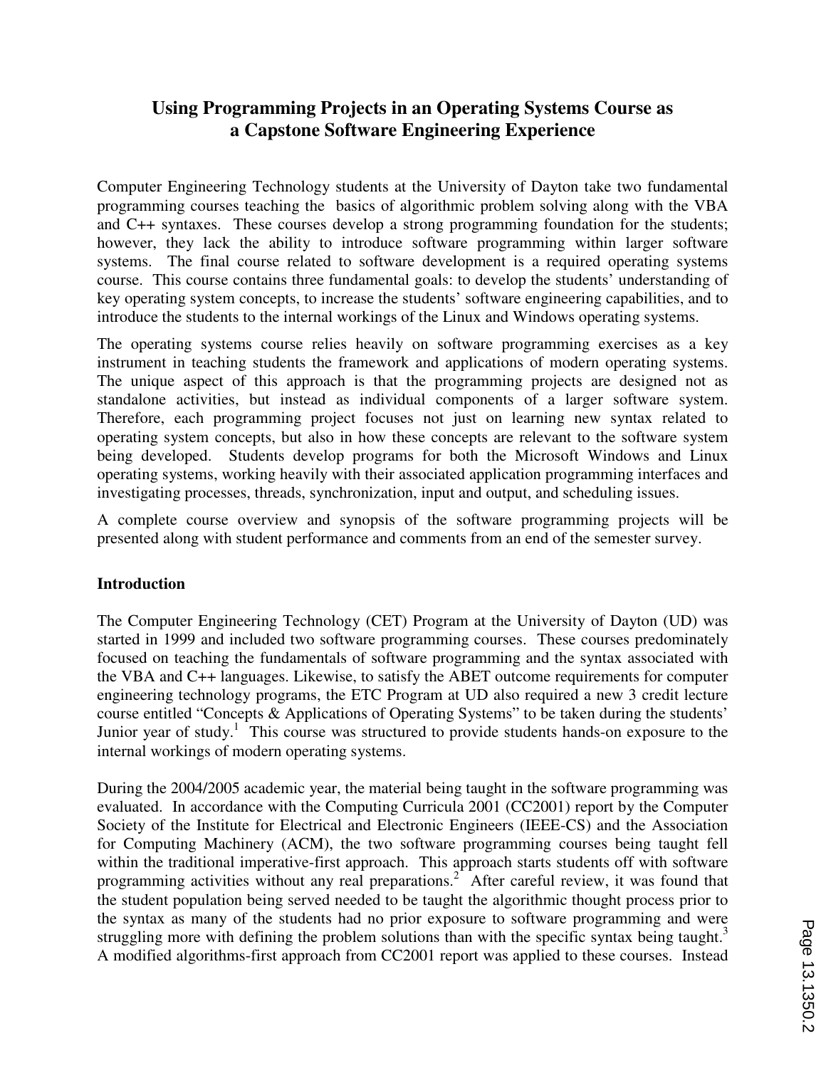# Using Programming Projects in an Operating Systems Course as a Capstone Software Engineering Experience

Computer Engineering Technology students at the University of Dayton take two fundamental programming courses teaching the basics of algorithmic problem solving along with the VBA and C++ syntaxes. These courses develop a strong programming foundation for the students; however, they lack the ability to introduce software programming within larger software systems. The final course related to software development is a required operating systems course. This course contains three fundamental goals: to develop the students' understanding of key operating system concepts, to increase the students' software engineering capabilities, and to introduce the students to the internal workings of the Linux and Windows operating systems.

The operating systems course relies heavily on software programming exercises as a key instrument in teaching students the framework and applications of modern operating systems. The unique aspect of this approach is that the programming projects are designed not as standalone activities, but instead as individual components of a larger software system. Therefore, each programming project focuses not just on learning new syntax related to operating system concepts, but also in how these concepts are relevant to the software system being developed. Students develop programs for both the Microsoft Windows and Linux operating systems, working heavily with their associated application programming interfaces and investigating processes, threads, synchronization, input and output, and scheduling issues.

A complete course overview and synopsis of the software programming projects will be presented along with student performance and comments from an end of the semester survey.

## Introduction

The Computer Engineering Technology (CET) Program at the University of Dayton (UD) was started in 1999 and included two software programming courses. These courses predominately focused on teaching the fundamentals of software programming and the syntax associated with the VBA and C++ languages. Likewise, to satisfy the ABET outcome requirements for computer engineering technology programs, the ETC Program at UD also required a new 3 credit lecture course entitled "Concepts & Applications of Operating Systems" to be taken during the students' Junior year of study.[1] This course was structured to provide students hands-on exposure to the internal workings of modern operating systems.

During the 2004/2005 academic year, the material being taught in the software programming was evaluated. In accordance with the Computing Curricula 2001 (CC2001) report by the Computer Society of the Institute for Electrical and Electronic Engineers (IEEE-CS) and the Association for Computing Machinery (ACM), the two software programming courses being taught fell within the traditional imperative-first approach. This approach starts students off with software programming activities without any real preparations.[2] After careful review, it was found that the student population being served needed to be taught the algorithmic thought process prior to the syntax as many of the students had no prior exposure to software programming and were struggling more with defining the problem solutions than with the specific syntax being taught.[3] A modified algorithms-first approach from CC2001 report was applied to these courses. Instead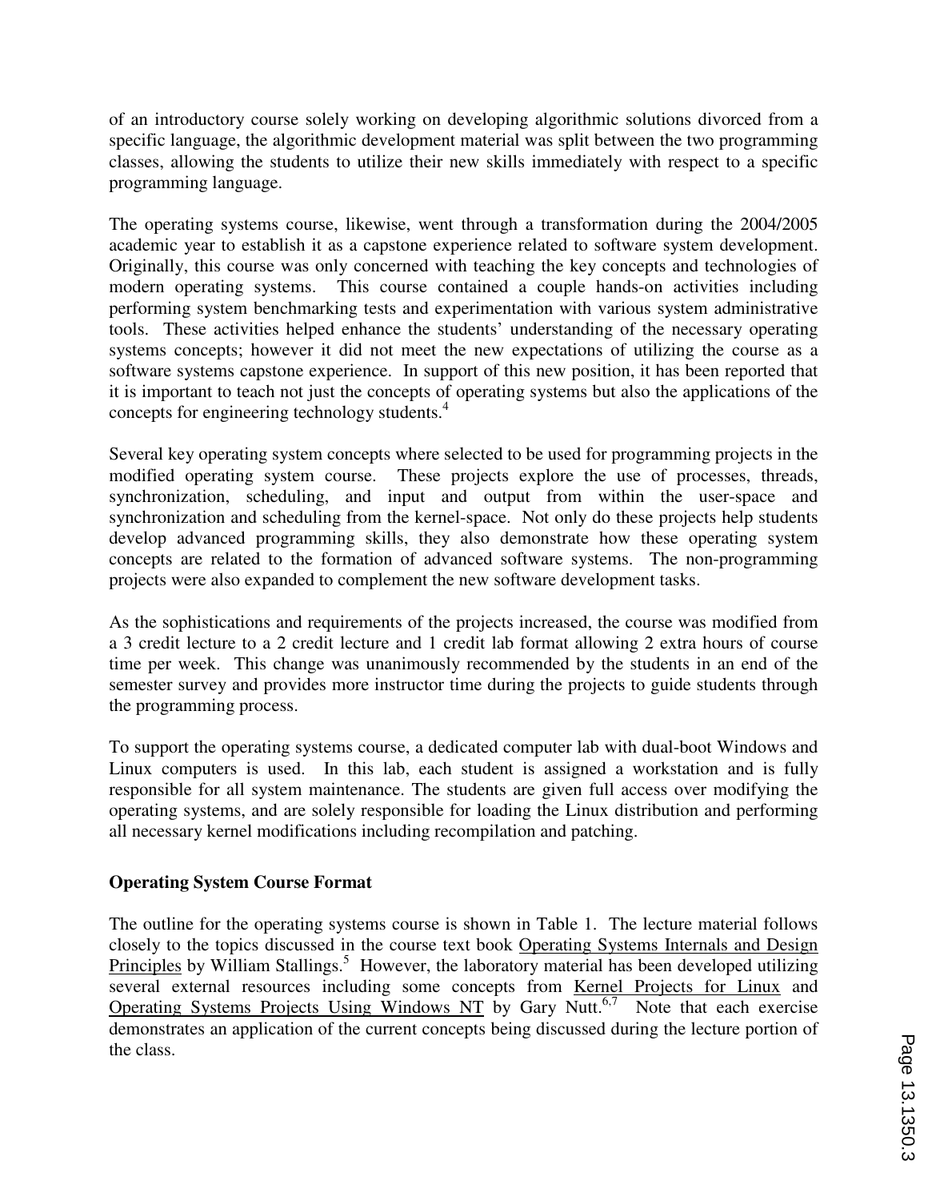of an introductory course solely working on developing algorithmic solutions divorced from a specific language, the algorithmic development material was split between the two programming classes, allowing the students to utilize their new skills immediately with respect to a specific programming language.

The operating systems course, likewise, went through a transformation during the 2004/2005 academic year to establish it as a capstone experience related to software system development. Originally, this course was only concerned with teaching the key concepts and technologies of modern operating systems. This course contained a couple hands-on activities including performing system benchmarking tests and experimentation with various system administrative tools. These activities helped enhance the students' understanding of the necessary operating systems concepts; however it did not meet the new expectations of utilizing the course as a software systems capstone experience. In support of this new position, it has been reported that it is important to teach not just the concepts of operating systems but also the applications of the concepts for engineering technology students.[4]

Several key operating system concepts where selected to be used for programming projects in the modified operating system course. These projects explore the use of processes, threads, synchronization, scheduling, and input and output from within the user-space and synchronization and scheduling from the kernel-space. Not only do these projects help students develop advanced programming skills, they also demonstrate how these operating system concepts are related to the formation of advanced software systems. The non-programming projects were also expanded to complement the new software development tasks.

As the sophistications and requirements of the projects increased, the course was modified from a 3 credit lecture to a 2 credit lecture and 1 credit lab format allowing 2 extra hours of course time per week. This change was unanimously recommended by the students in an end of the semester survey and provides more instructor time during the projects to guide students through the programming process.

To support the operating systems course, a dedicated computer lab with dual-boot Windows and Linux computers is used. In this lab, each student is assigned a workstation and is fully responsible for all system maintenance. The students are given full access over modifying the operating systems, and are solely responsible for loading the Linux distribution and performing all necessary kernel modifications including recompilation and patching.

**Operating System Course Format**

The outline for the operating systems course is shown in Table 1. The lecture material follows closely to the topics discussed in the course text book Operating Systems Internals and Design Principles by William Stallings.[5] However, the laboratory material has been developed utilizing several external resources including some concepts from Kernel Projects for Linux and Operating Systems Projects Using Windows NT by Gary Nutt.[6,7] Note that each exercise demonstrates an application of the current concepts being discussed during the lecture portion of the class.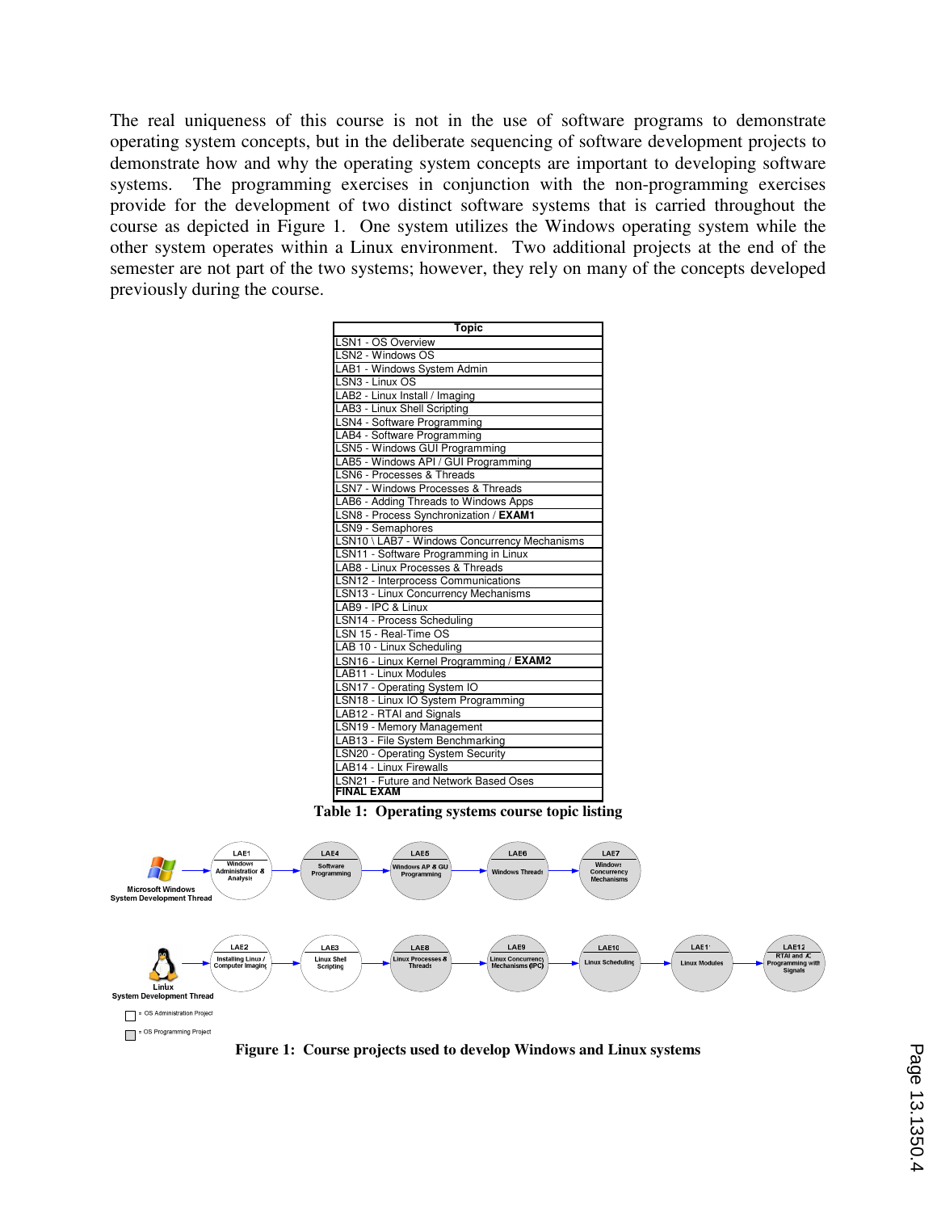The real uniqueness of this course is not in the use of software programs to demonstrate operating system concepts, but in the deliberate sequencing of software development projects to demonstrate how and why the operating system concepts are important to developing software systems. The programming exercises in conjunction with the non-programming exercises provide for the development of two distinct software systems that is carried throughout the course as depicted in Figure 1. One system utilizes the Windows operating system while the other system operates within a Linux environment. Two additional projects at the end of the semester are not part of the two systems; however, they rely on many of the concepts developed previously during the course.

| Topic |
|---|
| LSN1 - OS Overview |
| LSN2 - Windows OS |
| LAB1 - Windows System Admin |
| LSN3 - Linux OS |
| LAB2 - Linux Install / Imaging |
| LAB3 - Linux Shell Scripting |
| LSN4 - Software Programming |
| LAB4 - Software Programming |
| LSN5 - Windows GUI Programming |
| LAB5 - Windows API / GUI Programming |
| LSN6 - Processes & Threads |
| LSN7 - Windows Processes & Threads |
| LAB6 - Adding Threads to Windows Apps |
| LSN8 - Process Synchronization / **EXAM1** |
| LSN9 - Semaphores |
| LSN10 \ LAB7 - Windows Concurrency Mechanisms |
| LSN11 - Software Programming in Linux |
| LAB8 - Linux Processes & Threads |
| LSN12 - Interprocess Communications |
| LSN13 - Linux Concurrency Mechanisms |
| LAB9 - IPC & Linux |
| LSN14 - Process Scheduling |
| LSN 15 - Real-Time OS |
| LAB 10 - Linux Scheduling |
| LSN16 - Linux Kernel Programming / **EXAM2** |
| LAB11 - Linux Modules |
| LSN17 - Operating System IO |
| LSN18 - Linux IO System Programming |
| LAB12 - RTAI and Signals |
| LSN19 - Memory Management |
| LAB13 - File System Benchmarking |
| LSN20 - Operating System Security |
| LAB14 - Linux Firewalls |
| LSN21 - Future and Network Based Oses |
| **FINAL EXAM** |

**Table 1: Operating systems course topic listing**

**Figure 1: Course projects used to develop Windows and Linux systems**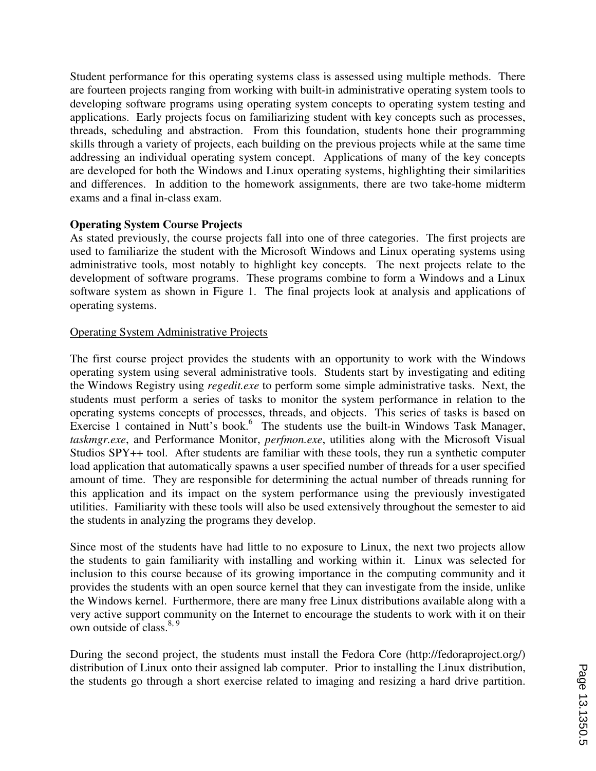Student performance for this operating systems class is assessed using multiple methods. There are fourteen projects ranging from working with built-in administrative operating system tools to developing software programs using operating system concepts to operating system testing and applications. Early projects focus on familiarizing student with key concepts such as processes, threads, scheduling and abstraction. From this foundation, students hone their programming skills through a variety of projects, each building on the previous projects while at the same time addressing an individual operating system concept. Applications of many of the key concepts are developed for both the Windows and Linux operating systems, highlighting their similarities and differences. In addition to the homework assignments, there are two take-home midterm exams and a final in-class exam.

**Operating System Course Projects**

As stated previously, the course projects fall into one of three categories. The first projects are used to familiarize the student with the Microsoft Windows and Linux operating systems using administrative tools, most notably to highlight key concepts. The next projects relate to the development of software programs. These programs combine to form a Windows and a Linux software system as shown in Figure 1. The final projects look at analysis and applications of operating systems.

<u>Operating System Administrative Projects</u>

The first course project provides the students with an opportunity to work with the Windows operating system using several administrative tools. Students start by investigating and editing the Windows Registry using *regedit.exe* to perform some simple administrative tasks. Next, the students must perform a series of tasks to monitor the system performance in relation to the operating systems concepts of processes, threads, and objects. This series of tasks is based on Exercise 1 contained in Nutt's book.[6] The students use the built-in Windows Task Manager, *taskmgr.exe*, and Performance Monitor, *perfmon.exe*, utilities along with the Microsoft Visual Studios SPY++ tool. After students are familiar with these tools, they run a synthetic computer load application that automatically spawns a user specified number of threads for a user specified amount of time. They are responsible for determining the actual number of threads running for this application and its impact on the system performance using the previously investigated utilities. Familiarity with these tools will also be used extensively throughout the semester to aid the students in analyzing the programs they develop.

Since most of the students have had little to no exposure to Linux, the next two projects allow the students to gain familiarity with installing and working within it. Linux was selected for inclusion to this course because of its growing importance in the computing community and it provides the students with an open source kernel that they can investigate from the inside, unlike the Windows kernel. Furthermore, there are many free Linux distributions available along with a very active support community on the Internet to encourage the students to work with it on their own outside of class.[8, 9]

During the second project, the students must install the Fedora Core (http://fedoraproject.org/) distribution of Linux onto their assigned lab computer. Prior to installing the Linux distribution, the students go through a short exercise related to imaging and resizing a hard drive partition.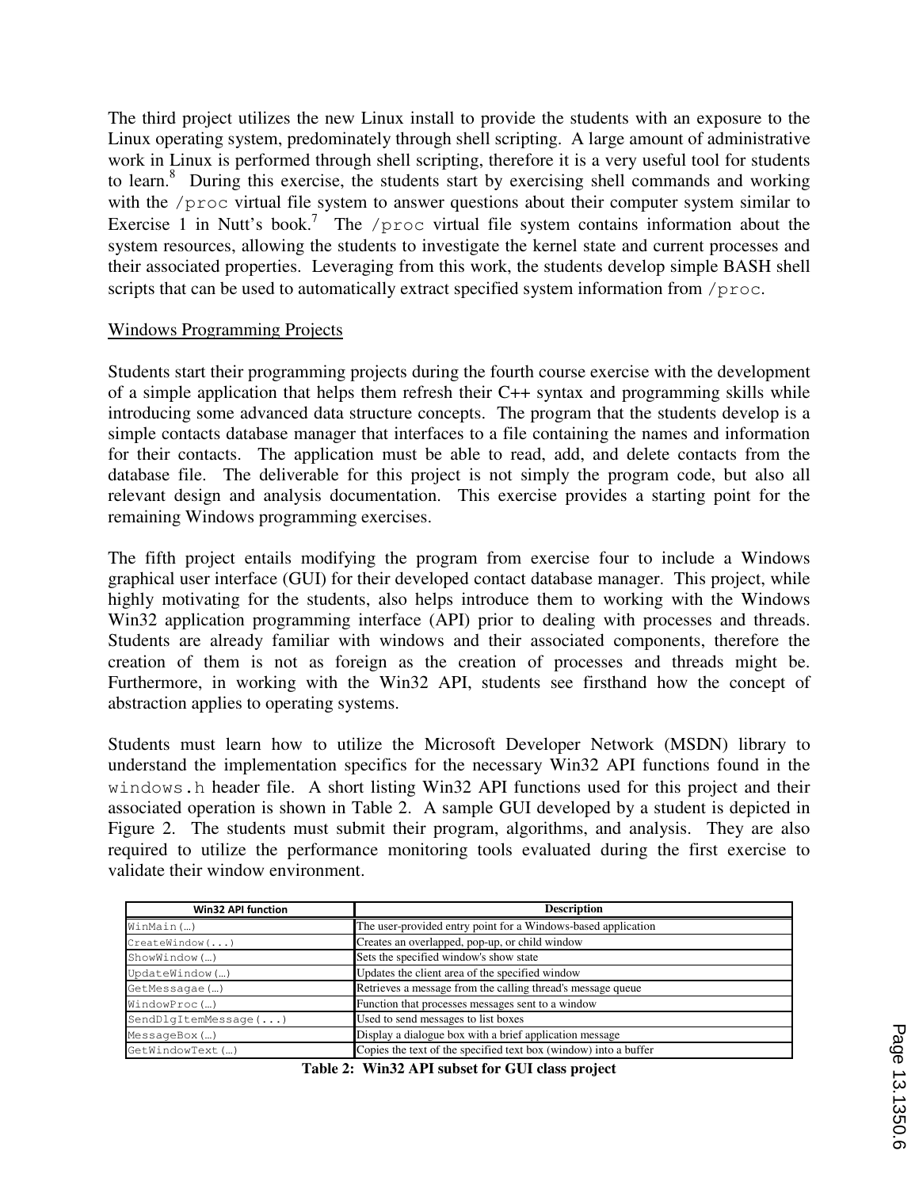The third project utilizes the new Linux install to provide the students with an exposure to the Linux operating system, predominately through shell scripting. A large amount of administrative work in Linux is performed through shell scripting, therefore it is a very useful tool for students to learn.[8] During this exercise, the students start by exercising shell commands and working with the `/proc` virtual file system to answer questions about their computer system similar to Exercise 1 in Nutt's book.[7] The `/proc` virtual file system contains information about the system resources, allowing the students to investigate the kernel state and current processes and their associated properties. Leveraging from this work, the students develop simple BASH shell scripts that can be used to automatically extract specified system information from `/proc`.

<u>Windows Programming Projects</u>

Students start their programming projects during the fourth course exercise with the development of a simple application that helps them refresh their C++ syntax and programming skills while introducing some advanced data structure concepts. The program that the students develop is a simple contacts database manager that interfaces to a file containing the names and information for their contacts. The application must be able to read, add, and delete contacts from the database file. The deliverable for this project is not simply the program code, but also all relevant design and analysis documentation. This exercise provides a starting point for the remaining Windows programming exercises.

The fifth project entails modifying the program from exercise four to include a Windows graphical user interface (GUI) for their developed contact database manager. This project, while highly motivating for the students, also helps introduce them to working with the Windows Win32 application programming interface (API) prior to dealing with processes and threads. Students are already familiar with windows and their associated components, therefore the creation of them is not as foreign as the creation of processes and threads might be. Furthermore, in working with the Win32 API, students see firsthand how the concept of abstraction applies to operating systems.

Students must learn how to utilize the Microsoft Developer Network (MSDN) library to understand the implementation specifics for the necessary Win32 API functions found in the `windows.h` header file. A short listing Win32 API functions used for this project and their associated operation is shown in Table 2. A sample GUI developed by a student is depicted in Figure 2. The students must submit their program, algorithms, and analysis. They are also required to utilize the performance monitoring tools evaluated during the first exercise to validate their window environment.

| Win32 API function | Description |
|---|---|
| `WinMain(…)` | The user-provided entry point for a Windows-based application |
| `CreateWindow(...)` | Creates an overlapped, pop-up, or child window |
| `ShowWindow(…)` | Sets the specified window's show state |
| `UpdateWindow(…)` | Updates the client area of the specified window |
| `GetMessagae(…)` | Retrieves a message from the calling thread's message queue |
| `WindowProc(…)` | Function that processes messages sent to a window |
| `SendDlgItemMessage(...)` | Used to send messages to list boxes |
| `MessageBox(…)` | Display a dialogue box with a brief application message |
| `GetWindowText(…)` | Copies the text of the specified text box (window) into a buffer |

**Table 2: Win32 API subset for GUI class project**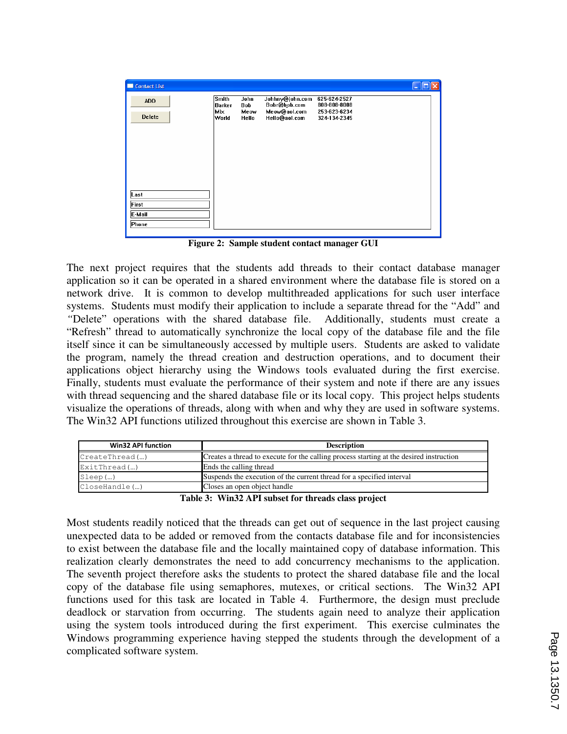Figure 2: Sample student contact manager GUI

The next project requires that the students add threads to their contact database manager application so it can be operated in a shared environment where the database file is stored on a network drive. It is common to develop multithreaded applications for such user interface systems. Students must modify their application to include a separate thread for the "Add" and "Delete" operations with the shared database file. Additionally, students must create a "Refresh" thread to automatically synchronize the local copy of the database file and the file itself since it can be simultaneously accessed by multiple users. Students are asked to validate the program, namely the thread creation and destruction operations, and to document their applications object hierarchy using the Windows tools evaluated during the first exercise. Finally, students must evaluate the performance of their system and note if there are any issues with thread sequencing and the shared database file or its local copy. This project helps students visualize the operations of threads, along with when and why they are used in software systems. The Win32 API functions utilized throughout this exercise are shown in Table 3.

| Win32 API function | Description |
|---|---|
| `CreateThread(…)` | Creates a thread to execute for the calling process starting at the desired instruction |
| `ExitThread(…)` | Ends the calling thread |
| `Sleep(…)` | Suspends the execution of the current thread for a specified interval |
| `CloseHandle(…)` | Closes an open object handle |

Table 3: Win32 API subset for threads class project

Most students readily noticed that the threads can get out of sequence in the last project causing unexpected data to be added or removed from the contacts database file and for inconsistencies to exist between the database file and the locally maintained copy of database information. This realization clearly demonstrates the need to add concurrency mechanisms to the application. The seventh project therefore asks the students to protect the shared database file and the local copy of the database file using semaphores, mutexes, or critical sections. The Win32 API functions used for this task are located in Table 4. Furthermore, the design must preclude deadlock or starvation from occurring. The students again need to analyze their application using the system tools introduced during the first experiment. This exercise culminates the Windows programming experience having stepped the students through the development of a complicated software system.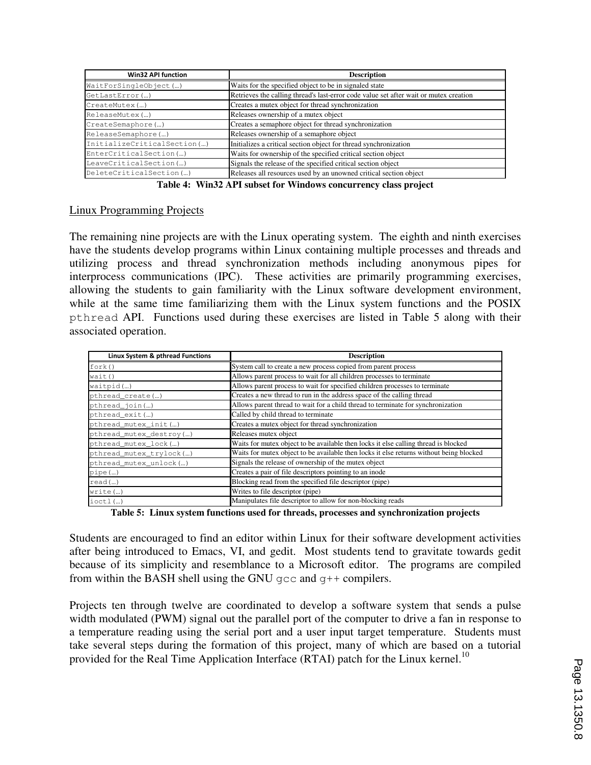| Win32 API function | Description |
|---|---|
| `WaitForSingleObject(…)` | Waits for the specified object to be in signaled state |
| `GetLastError(…)` | Retrieves the calling thread's last-error code value set after wait or mutex creation |
| `CreateMutex(…)` | Creates a mutex object for thread synchronization |
| `ReleaseMutex(…)` | Releases ownership of a mutex object |
| `CreateSemaphore(…)` | Creates a semaphore object for thread synchronization |
| `ReleaseSemaphore(…)` | Releases ownership of a semaphore object |
| `InitializeCriticalSection(…)` | Initializes a critical section object for thread synchronization |
| `EnterCriticalSection(…)` | Waits for ownership of the specified critical section object |
| `LeaveCriticalSection(…)` | Signals the release of the specified critical section object |
| `DeleteCriticalSection(…)` | Releases all resources used by an unowned critical section object |

**Table 4: Win32 API subset for Windows concurrency class project**

Linux Programming Projects

The remaining nine projects are with the Linux operating system. The eighth and ninth exercises have the students develop programs within Linux containing multiple processes and threads and utilizing process and thread synchronization methods including anonymous pipes for interprocess communications (IPC). These activities are primarily programming exercises, allowing the students to gain familiarity with the Linux software development environment, while at the same time familiarizing them with the Linux system functions and the POSIX `pthread` API. Functions used during these exercises are listed in Table 5 along with their associated operation.

| Linux System & pthread Functions | Description |
|---|---|
| `fork()` | System call to create a new process copied from parent process |
| `wait()` | Allows parent process to wait for all children processes to terminate |
| `waitpid(…)` | Allows parent process to wait for specified children processes to terminate |
| `pthread_create(…)` | Creates a new thread to run in the address space of the calling thread |
| `pthread_join(…)` | Allows parent thread to wait for a child thread to terminate for synchronization |
| `pthread_exit(…)` | Called by child thread to terminate |
| `pthread_mutex_init(…)` | Creates a mutex object for thread synchronization |
| `pthread_mutex_destroy(…)` | Releases mutex object |
| `pthread_mutex_lock(…)` | Waits for mutex object to be available then locks it else calling thread is blocked |
| `pthread_mutex_trylock(…)` | Waits for mutex object to be available then locks it else returns without being blocked |
| `pthread_mutex_unlock(…)` | Signals the release of ownership of the mutex object |
| `pipe(…)` | Creates a pair of file descriptors pointing to an inode |
| `read(…)` | Blocking read from the specified file descriptor (pipe) |
| `write(…)` | Writes to file descriptor (pipe) |
| `ioctl(…)` | Manipulates file descriptor to allow for non-blocking reads |

**Table 5: Linux system functions used for threads, processes and synchronization projects**

Students are encouraged to find an editor within Linux for their software development activities after being introduced to Emacs, VI, and gedit. Most students tend to gravitate towards gedit because of its simplicity and resemblance to a Microsoft editor. The programs are compiled from within the BASH shell using the GNU `gcc` and `g++` compilers.

Projects ten through twelve are coordinated to develop a software system that sends a pulse width modulated (PWM) signal out the parallel port of the computer to drive a fan in response to a temperature reading using the serial port and a user input target temperature. Students must take several steps during the formation of this project, many of which are based on a tutorial provided for the Real Time Application Interface (RTAI) patch for the Linux kernel.[10]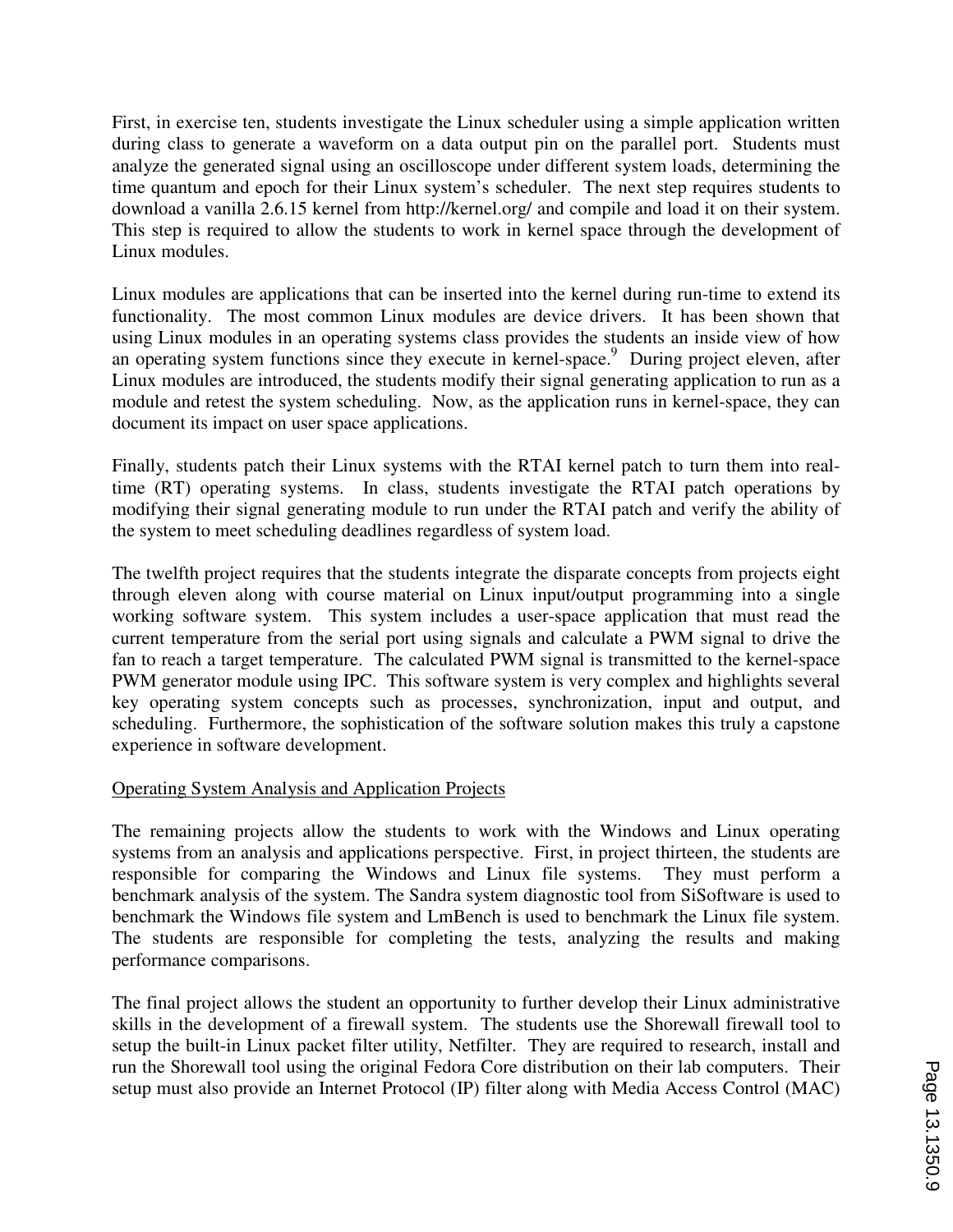First, in exercise ten, students investigate the Linux scheduler using a simple application written during class to generate a waveform on a data output pin on the parallel port. Students must analyze the generated signal using an oscilloscope under different system loads, determining the time quantum and epoch for their Linux system's scheduler. The next step requires students to download a vanilla 2.6.15 kernel from http://kernel.org/ and compile and load it on their system. This step is required to allow the students to work in kernel space through the development of Linux modules.

Linux modules are applications that can be inserted into the kernel during run-time to extend its functionality. The most common Linux modules are device drivers. It has been shown that using Linux modules in an operating systems class provides the students an inside view of how an operating system functions since they execute in kernel-space.[9] During project eleven, after Linux modules are introduced, the students modify their signal generating application to run as a module and retest the system scheduling. Now, as the application runs in kernel-space, they can document its impact on user space applications.

Finally, students patch their Linux systems with the RTAI kernel patch to turn them into real-time (RT) operating systems. In class, students investigate the RTAI patch operations by modifying their signal generating module to run under the RTAI patch and verify the ability of the system to meet scheduling deadlines regardless of system load.

The twelfth project requires that the students integrate the disparate concepts from projects eight through eleven along with course material on Linux input/output programming into a single working software system. This system includes a user-space application that must read the current temperature from the serial port using signals and calculate a PWM signal to drive the fan to reach a target temperature. The calculated PWM signal is transmitted to the kernel-space PWM generator module using IPC. This software system is very complex and highlights several key operating system concepts such as processes, synchronization, input and output, and scheduling. Furthermore, the sophistication of the software solution makes this truly a capstone experience in software development.

<u>Operating System Analysis and Application Projects</u>

The remaining projects allow the students to work with the Windows and Linux operating systems from an analysis and applications perspective. First, in project thirteen, the students are responsible for comparing the Windows and Linux file systems. They must perform a benchmark analysis of the system. The Sandra system diagnostic tool from SiSoftware is used to benchmark the Windows file system and LmBench is used to benchmark the Linux file system. The students are responsible for completing the tests, analyzing the results and making performance comparisons.

The final project allows the student an opportunity to further develop their Linux administrative skills in the development of a firewall system. The students use the Shorewall firewall tool to setup the built-in Linux packet filter utility, Netfilter. They are required to research, install and run the Shorewall tool using the original Fedora Core distribution on their lab computers. Their setup must also provide an Internet Protocol (IP) filter along with Media Access Control (MAC)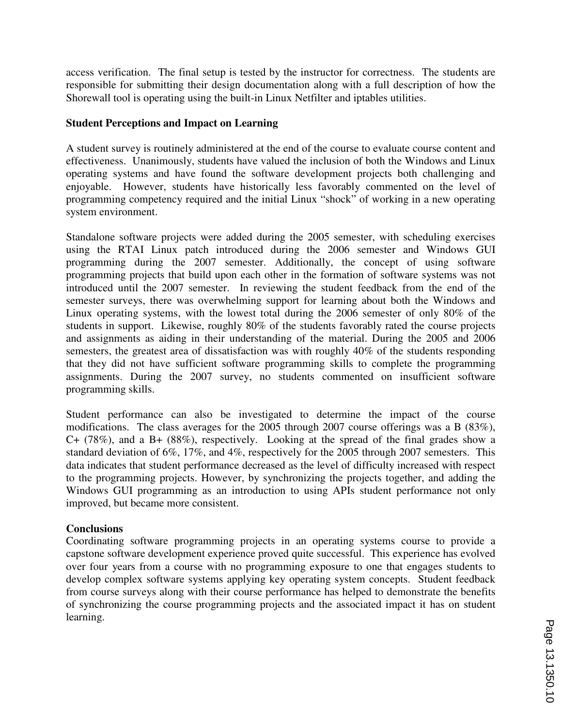access verification. The final setup is tested by the instructor for correctness. The students are responsible for submitting their design documentation along with a full description of how the Shorewall tool is operating using the built-in Linux Netfilter and iptables utilities.

**Student Perceptions and Impact on Learning**

A student survey is routinely administered at the end of the course to evaluate course content and effectiveness. Unanimously, students have valued the inclusion of both the Windows and Linux operating systems and have found the software development projects both challenging and enjoyable. However, students have historically less favorably commented on the level of programming competency required and the initial Linux "shock" of working in a new operating system environment.

Standalone software projects were added during the 2005 semester, with scheduling exercises using the RTAI Linux patch introduced during the 2006 semester and Windows GUI programming during the 2007 semester. Additionally, the concept of using software programming projects that build upon each other in the formation of software systems was not introduced until the 2007 semester. In reviewing the student feedback from the end of the semester surveys, there was overwhelming support for learning about both the Windows and Linux operating systems, with the lowest total during the 2006 semester of only 80% of the students in support. Likewise, roughly 80% of the students favorably rated the course projects and assignments as aiding in their understanding of the material. During the 2005 and 2006 semesters, the greatest area of dissatisfaction was with roughly 40% of the students responding that they did not have sufficient software programming skills to complete the programming assignments. During the 2007 survey, no students commented on insufficient software programming skills.

Student performance can also be investigated to determine the impact of the course modifications. The class averages for the 2005 through 2007 course offerings was a B (83%), C+ (78%), and a B+ (88%), respectively. Looking at the spread of the final grades show a standard deviation of 6%, 17%, and 4%, respectively for the 2005 through 2007 semesters. This data indicates that student performance decreased as the level of difficulty increased with respect to the programming projects. However, by synchronizing the projects together, and adding the Windows GUI programming as an introduction to using APIs student performance not only improved, but became more consistent.

**Conclusions**

Coordinating software programming projects in an operating systems course to provide a capstone software development experience proved quite successful. This experience has evolved over four years from a course with no programming exposure to one that engages students to develop complex software systems applying key operating system concepts. Student feedback from course surveys along with their course performance has helped to demonstrate the benefits of synchronizing the course programming projects and the associated impact it has on student learning.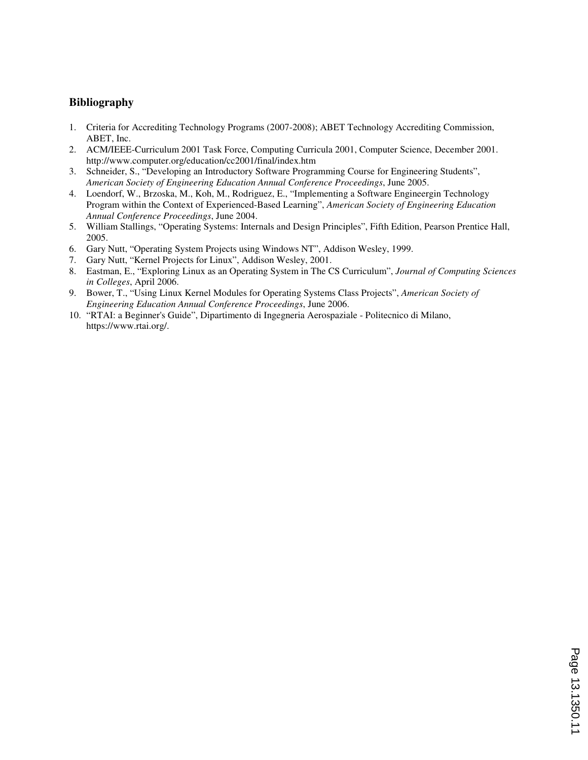## Bibliography

1. Criteria for Accrediting Technology Programs (2007-2008); ABET Technology Accrediting Commission, ABET, Inc.
2. ACM/IEEE-Curriculum 2001 Task Force, Computing Curricula 2001, Computer Science, December 2001. http://www.computer.org/education/cc2001/final/index.htm
3. Schneider, S., "Developing an Introductory Software Programming Course for Engineering Students", *American Society of Engineering Education Annual Conference Proceedings*, June 2005.
4. Loendorf, W., Brzoska, M., Koh, M., Rodriguez, E., "Implementing a Software Engineergin Technology Program within the Context of Experienced-Based Learning", *American Society of Engineering Education Annual Conference Proceedings*, June 2004.
5. William Stallings, "Operating Systems: Internals and Design Principles", Fifth Edition, Pearson Prentice Hall, 2005.
6. Gary Nutt, "Operating System Projects using Windows NT", Addison Wesley, 1999.
7. Gary Nutt, "Kernel Projects for Linux", Addison Wesley, 2001.
8. Eastman, E., "Exploring Linux as an Operating System in The CS Curriculum", *Journal of Computing Sciences in Colleges*, April 2006.
9. Bower, T., "Using Linux Kernel Modules for Operating Systems Class Projects", *American Society of Engineering Education Annual Conference Proceedings*, June 2006.
10. "RTAI: a Beginner's Guide", Dipartimento di Ingegneria Aerospaziale - Politecnico di Milano, https://www.rtai.org/.